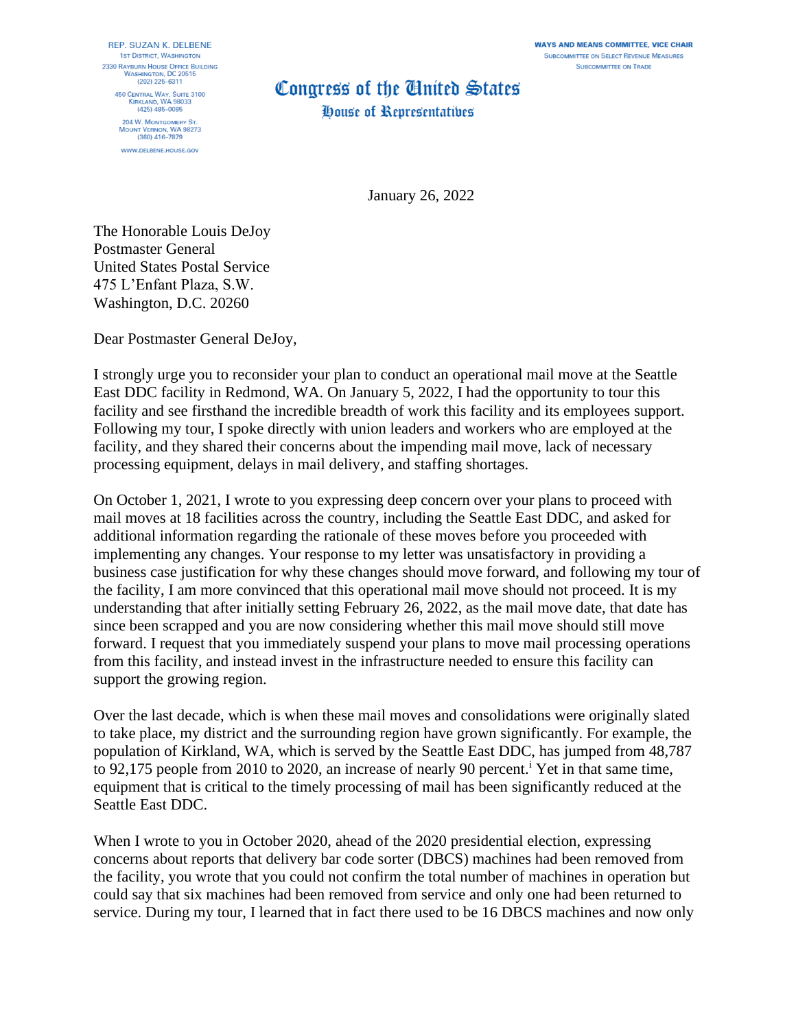REP. SUZAN K. DELBENE
1st District, Washington
2330 Rayburn House Office Building
Washington, DC 20515
(202) 225–6311

450 Central Way, Suite 3100
Kirkland, WA 98033
(425) 485–0085

204 W. Montgomery St.
Mount Vernon, WA 98273
(360) 416–7879

www.delbene.house.gov

WAYS AND MEANS COMMITTEE, VICE CHAIR
Subcommittee on Select Revenue Measures
Subcommittee on Trade

# Congress of the United States
## House of Representatives

January 26, 2022

The Honorable Louis DeJoy
Postmaster General
United States Postal Service
475 L'Enfant Plaza, S.W.
Washington, D.C. 20260

Dear Postmaster General DeJoy,

I strongly urge you to reconsider your plan to conduct an operational mail move at the Seattle East DDC facility in Redmond, WA. On January 5, 2022, I had the opportunity to tour this facility and see firsthand the incredible breadth of work this facility and its employees support. Following my tour, I spoke directly with union leaders and workers who are employed at the facility, and they shared their concerns about the impending mail move, lack of necessary processing equipment, delays in mail delivery, and staffing shortages.

On October 1, 2021, I wrote to you expressing deep concern over your plans to proceed with mail moves at 18 facilities across the country, including the Seattle East DDC, and asked for additional information regarding the rationale of these moves before you proceeded with implementing any changes. Your response to my letter was unsatisfactory in providing a business case justification for why these changes should move forward, and following my tour of the facility, I am more convinced that this operational mail move should not proceed. It is my understanding that after initially setting February 26, 2022, as the mail move date, that date has since been scrapped and you are now considering whether this mail move should still move forward. I request that you immediately suspend your plans to move mail processing operations from this facility, and instead invest in the infrastructure needed to ensure this facility can support the growing region.

Over the last decade, which is when these mail moves and consolidations were originally slated to take place, my district and the surrounding region have grown significantly. For example, the population of Kirkland, WA, which is served by the Seattle East DDC, has jumped from 48,787 to 92,175 people from 2010 to 2020, an increase of nearly 90 percent.[i] Yet in that same time, equipment that is critical to the timely processing of mail has been significantly reduced at the Seattle East DDC.

When I wrote to you in October 2020, ahead of the 2020 presidential election, expressing concerns about reports that delivery bar code sorter (DBCS) machines had been removed from the facility, you wrote that you could not confirm the total number of machines in operation but could say that six machines had been removed from service and only one had been returned to service. During my tour, I learned that in fact there used to be 16 DBCS machines and now only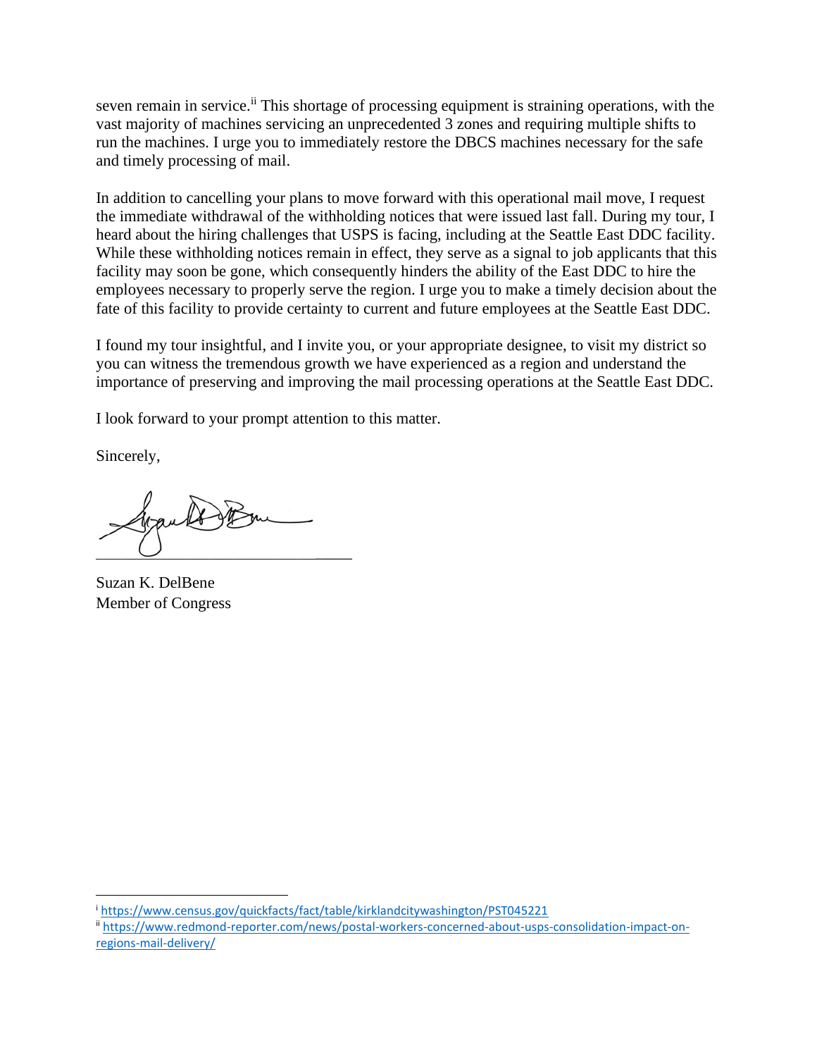seven remain in service.[ii] This shortage of processing equipment is straining operations, with the vast majority of machines servicing an unprecedented 3 zones and requiring multiple shifts to run the machines. I urge you to immediately restore the DBCS machines necessary for the safe and timely processing of mail.

In addition to cancelling your plans to move forward with this operational mail move, I request the immediate withdrawal of the withholding notices that were issued last fall. During my tour, I heard about the hiring challenges that USPS is facing, including at the Seattle East DDC facility. While these withholding notices remain in effect, they serve as a signal to job applicants that this facility may soon be gone, which consequently hinders the ability of the East DDC to hire the employees necessary to properly serve the region. I urge you to make a timely decision about the fate of this facility to provide certainty to current and future employees at the Seattle East DDC.

I found my tour insightful, and I invite you, or your appropriate designee, to visit my district so you can witness the tremendous growth we have experienced as a region and understand the importance of preserving and improving the mail processing operations at the Seattle East DDC.

I look forward to your prompt attention to this matter.

Sincerely,

Suzan K. DelBene
Member of Congress

---

[i] https://www.census.gov/quickfacts/fact/table/kirklandcitywashington/PST045221

[ii] https://www.redmond-reporter.com/news/postal-workers-concerned-about-usps-consolidation-impact-on-regions-mail-delivery/